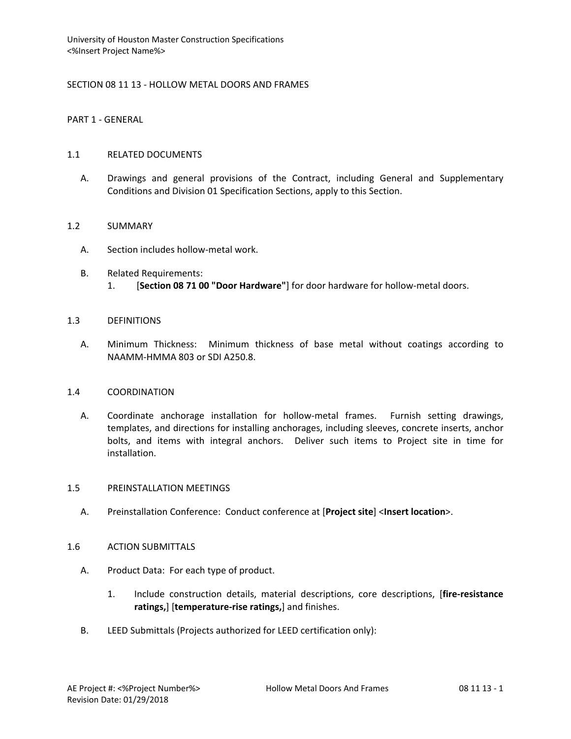University of Houston Master Construction Specifications
<%Insert Project Name%>

# SECTION 08 11 13 - HOLLOW METAL DOORS AND FRAMES

## PART 1 - GENERAL

### 1.1 RELATED DOCUMENTS

A. Drawings and general provisions of the Contract, including General and Supplementary Conditions and Division 01 Specification Sections, apply to this Section.

### 1.2 SUMMARY

A. Section includes hollow-metal work.

B. Related Requirements:
   1. [**Section 08 71 00 "Door Hardware"**] for door hardware for hollow-metal doors.

### 1.3 DEFINITIONS

A. Minimum Thickness: Minimum thickness of base metal without coatings according to NAAMM-HMMA 803 or SDI A250.8.

### 1.4 COORDINATION

A. Coordinate anchorage installation for hollow-metal frames. Furnish setting drawings, templates, and directions for installing anchorages, including sleeves, concrete inserts, anchor bolts, and items with integral anchors. Deliver such items to Project site in time for installation.

### 1.5 PREINSTALLATION MEETINGS

A. Preinstallation Conference: Conduct conference at [**Project site**] <**Insert location**>.

### 1.6 ACTION SUBMITTALS

A. Product Data: For each type of product.

   1. Include construction details, material descriptions, core descriptions, [**fire-resistance ratings,**] [**temperature-rise ratings,**] and finishes.

B. LEED Submittals (Projects authorized for LEED certification only):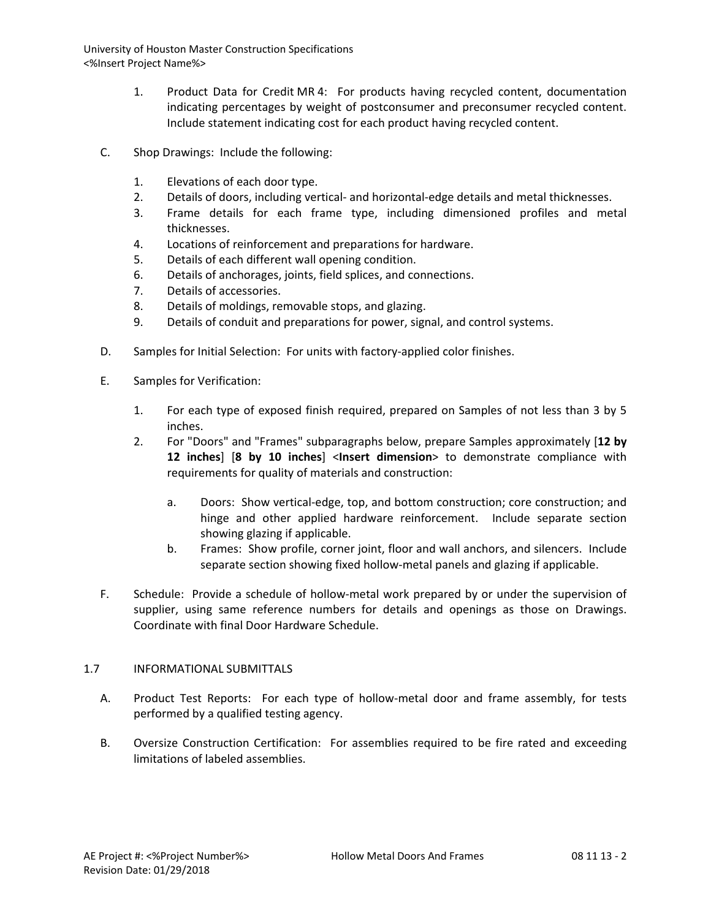1. Product Data for Credit MR 4: For products having recycled content, documentation indicating percentages by weight of postconsumer and preconsumer recycled content. Include statement indicating cost for each product having recycled content.

C. Shop Drawings: Include the following:

1. Elevations of each door type.
2. Details of doors, including vertical- and horizontal-edge details and metal thicknesses.
3. Frame details for each frame type, including dimensioned profiles and metal thicknesses.
4. Locations of reinforcement and preparations for hardware.
5. Details of each different wall opening condition.
6. Details of anchorages, joints, field splices, and connections.
7. Details of accessories.
8. Details of moldings, removable stops, and glazing.
9. Details of conduit and preparations for power, signal, and control systems.

D. Samples for Initial Selection: For units with factory-applied color finishes.

E. Samples for Verification:

1. For each type of exposed finish required, prepared on Samples of not less than 3 by 5 inches.
2. For "Doors" and "Frames" subparagraphs below, prepare Samples approximately [**12 by 12 inches**] [**8 by 10 inches**] <**Insert dimension**> to demonstrate compliance with requirements for quality of materials and construction:

   a. Doors: Show vertical-edge, top, and bottom construction; core construction; and hinge and other applied hardware reinforcement. Include separate section showing glazing if applicable.
   b. Frames: Show profile, corner joint, floor and wall anchors, and silencers. Include separate section showing fixed hollow-metal panels and glazing if applicable.

F. Schedule: Provide a schedule of hollow-metal work prepared by or under the supervision of supplier, using same reference numbers for details and openings as those on Drawings. Coordinate with final Door Hardware Schedule.

## 1.7 INFORMATIONAL SUBMITTALS

A. Product Test Reports: For each type of hollow-metal door and frame assembly, for tests performed by a qualified testing agency.

B. Oversize Construction Certification: For assemblies required to be fire rated and exceeding limitations of labeled assemblies.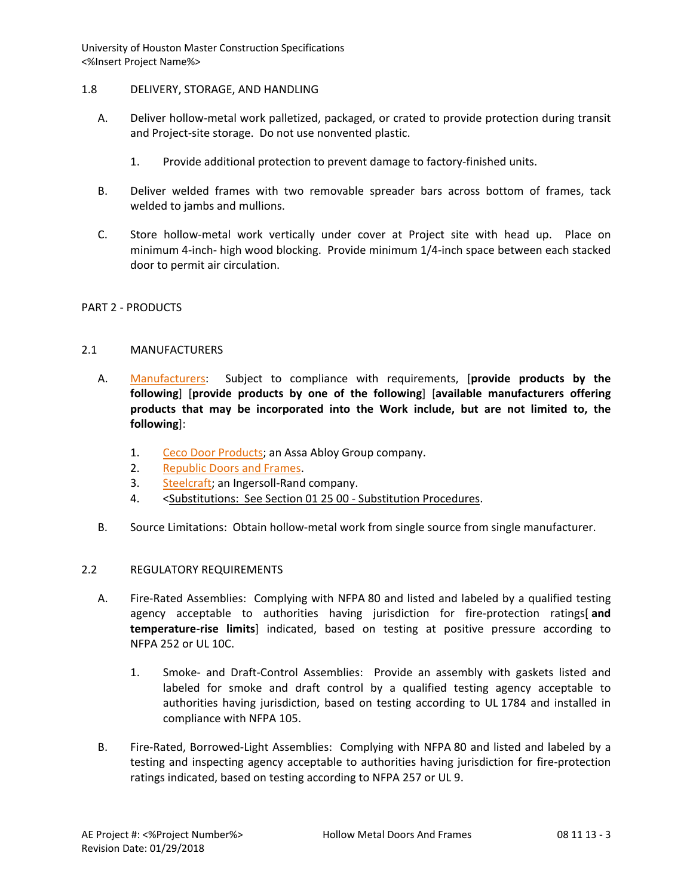## 1.8 DELIVERY, STORAGE, AND HANDLING

A. Deliver hollow-metal work palletized, packaged, or crated to provide protection during transit and Project-site storage. Do not use nonvented plastic.

   1. Provide additional protection to prevent damage to factory-finished units.

B. Deliver welded frames with two removable spreader bars across bottom of frames, tack welded to jambs and mullions.

C. Store hollow-metal work vertically under cover at Project site with head up. Place on minimum 4-inch- high wood blocking. Provide minimum 1/4-inch space between each stacked door to permit air circulation.

# PART 2 - PRODUCTS

## 2.1 MANUFACTURERS

A. Manufacturers: Subject to compliance with requirements, [**provide products by the following**] [**provide products by one of the following**] [**available manufacturers offering products that may be incorporated into the Work include, but are not limited to, the following**]:

   1. Ceco Door Products; an Assa Abloy Group company.
   2. Republic Doors and Frames.
   3. Steelcraft; an Ingersoll-Rand company.
   4. <Substitutions: See Section 01 25 00 - Substitution Procedures.

B. Source Limitations: Obtain hollow-metal work from single source from single manufacturer.

## 2.2 REGULATORY REQUIREMENTS

A. Fire-Rated Assemblies: Complying with NFPA 80 and listed and labeled by a qualified testing agency acceptable to authorities having jurisdiction for fire-protection ratings[ **and temperature-rise limits**] indicated, based on testing at positive pressure according to NFPA 252 or UL 10C.

   1. Smoke- and Draft-Control Assemblies: Provide an assembly with gaskets listed and labeled for smoke and draft control by a qualified testing agency acceptable to authorities having jurisdiction, based on testing according to UL 1784 and installed in compliance with NFPA 105.

B. Fire-Rated, Borrowed-Light Assemblies: Complying with NFPA 80 and listed and labeled by a testing and inspecting agency acceptable to authorities having jurisdiction for fire-protection ratings indicated, based on testing according to NFPA 257 or UL 9.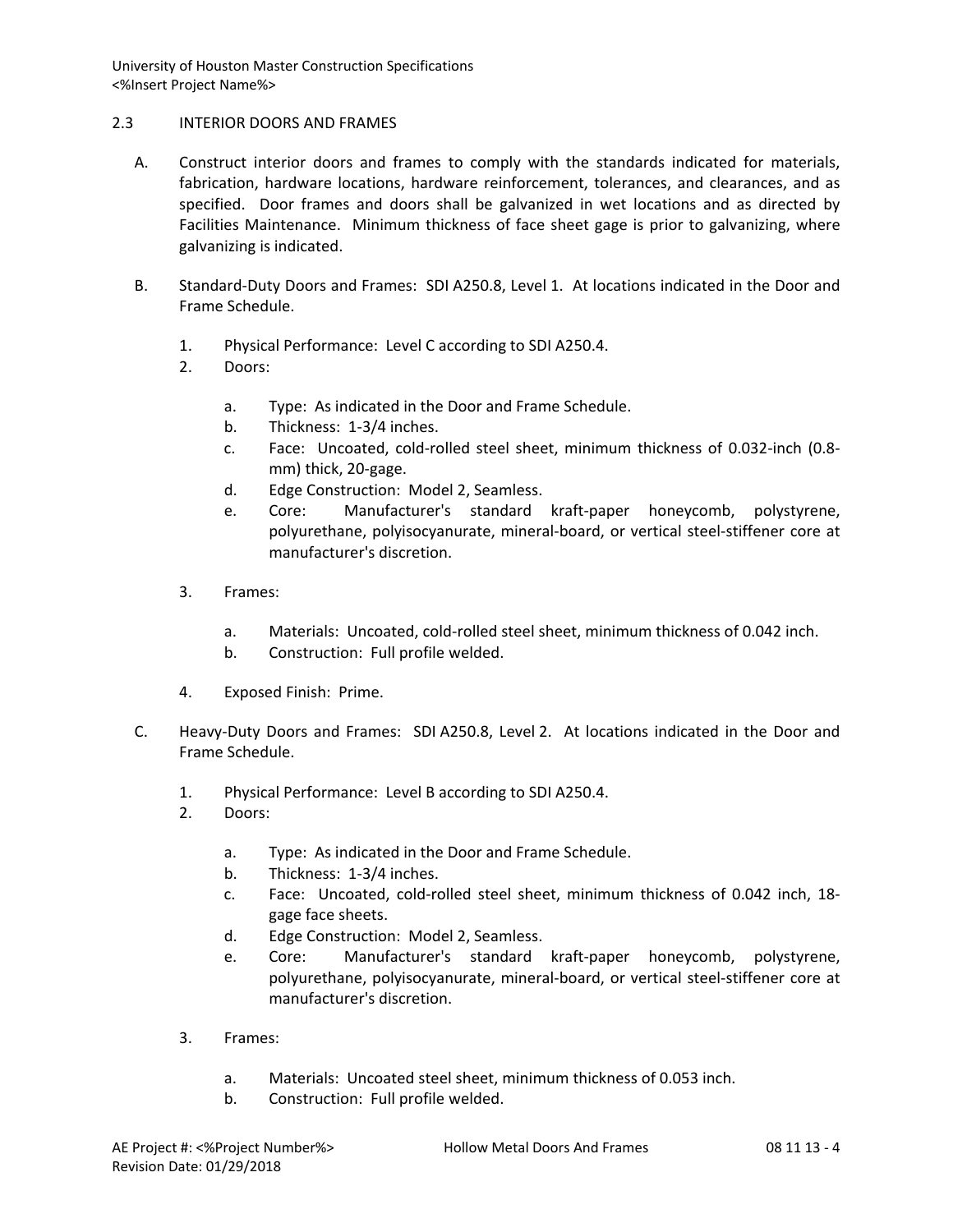## 2.3 INTERIOR DOORS AND FRAMES

A. Construct interior doors and frames to comply with the standards indicated for materials, fabrication, hardware locations, hardware reinforcement, tolerances, and clearances, and as specified. Door frames and doors shall be galvanized in wet locations and as directed by Facilities Maintenance. Minimum thickness of face sheet gage is prior to galvanizing, where galvanizing is indicated.

B. Standard-Duty Doors and Frames: SDI A250.8, Level 1. At locations indicated in the Door and Frame Schedule.

   1. Physical Performance: Level C according to SDI A250.4.
   2. Doors:

      a. Type: As indicated in the Door and Frame Schedule.
      b. Thickness: 1-3/4 inches.
      c. Face: Uncoated, cold-rolled steel sheet, minimum thickness of 0.032-inch (0.8-mm) thick, 20-gage.
      d. Edge Construction: Model 2, Seamless.
      e. Core: Manufacturer's standard kraft-paper honeycomb, polystyrene, polyurethane, polyisocyanurate, mineral-board, or vertical steel-stiffener core at manufacturer's discretion.

   3. Frames:

      a. Materials: Uncoated, cold-rolled steel sheet, minimum thickness of 0.042 inch.
      b. Construction: Full profile welded.

   4. Exposed Finish: Prime.

C. Heavy-Duty Doors and Frames: SDI A250.8, Level 2. At locations indicated in the Door and Frame Schedule.

   1. Physical Performance: Level B according to SDI A250.4.
   2. Doors:

      a. Type: As indicated in the Door and Frame Schedule.
      b. Thickness: 1-3/4 inches.
      c. Face: Uncoated, cold-rolled steel sheet, minimum thickness of 0.042 inch, 18-gage face sheets.
      d. Edge Construction: Model 2, Seamless.
      e. Core: Manufacturer's standard kraft-paper honeycomb, polystyrene, polyurethane, polyisocyanurate, mineral-board, or vertical steel-stiffener core at manufacturer's discretion.

   3. Frames:

      a. Materials: Uncoated steel sheet, minimum thickness of 0.053 inch.
      b. Construction: Full profile welded.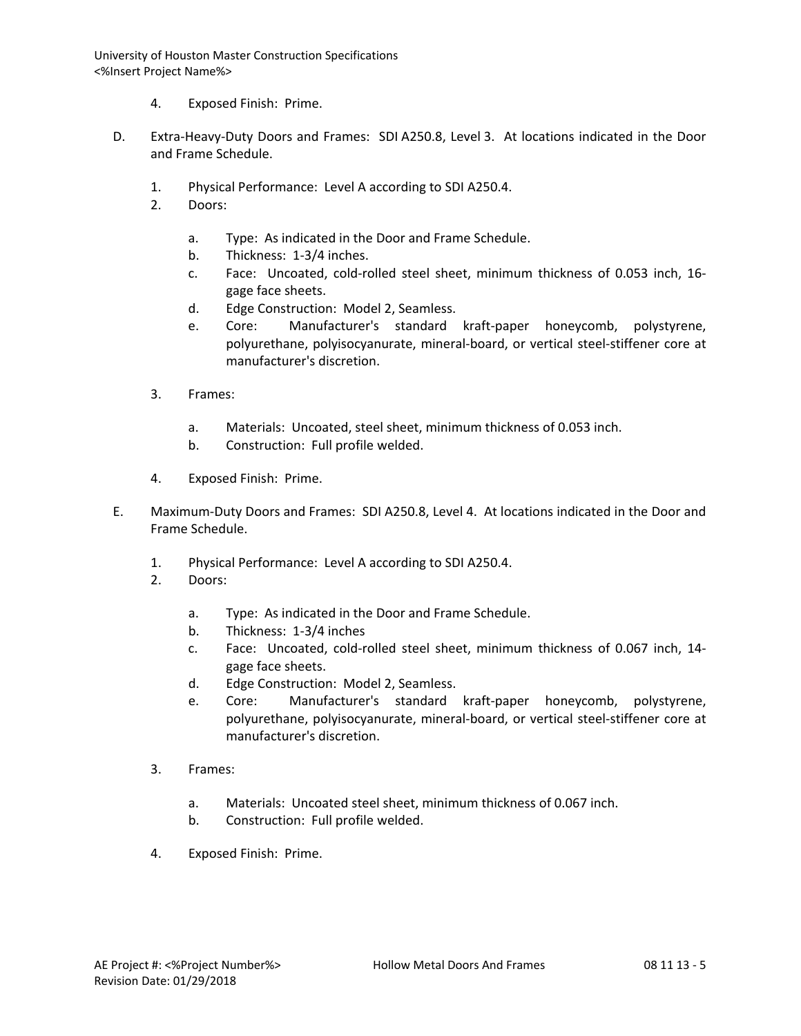4. Exposed Finish: Prime.

D. Extra-Heavy-Duty Doors and Frames: SDI A250.8, Level 3. At locations indicated in the Door and Frame Schedule.

   1. Physical Performance: Level A according to SDI A250.4.
   2. Doors:

      a. Type: As indicated in the Door and Frame Schedule.
      b. Thickness: 1-3/4 inches.
      c. Face: Uncoated, cold-rolled steel sheet, minimum thickness of 0.053 inch, 16-gage face sheets.
      d. Edge Construction: Model 2, Seamless.
      e. Core: Manufacturer's standard kraft-paper honeycomb, polystyrene, polyurethane, polyisocyanurate, mineral-board, or vertical steel-stiffener core at manufacturer's discretion.

   3. Frames:

      a. Materials: Uncoated, steel sheet, minimum thickness of 0.053 inch.
      b. Construction: Full profile welded.

   4. Exposed Finish: Prime.

E. Maximum-Duty Doors and Frames: SDI A250.8, Level 4. At locations indicated in the Door and Frame Schedule.

   1. Physical Performance: Level A according to SDI A250.4.
   2. Doors:

      a. Type: As indicated in the Door and Frame Schedule.
      b. Thickness: 1-3/4 inches
      c. Face: Uncoated, cold-rolled steel sheet, minimum thickness of 0.067 inch, 14-gage face sheets.
      d. Edge Construction: Model 2, Seamless.
      e. Core: Manufacturer's standard kraft-paper honeycomb, polystyrene, polyurethane, polyisocyanurate, mineral-board, or vertical steel-stiffener core at manufacturer's discretion.

   3. Frames:

      a. Materials: Uncoated steel sheet, minimum thickness of 0.067 inch.
      b. Construction: Full profile welded.

   4. Exposed Finish: Prime.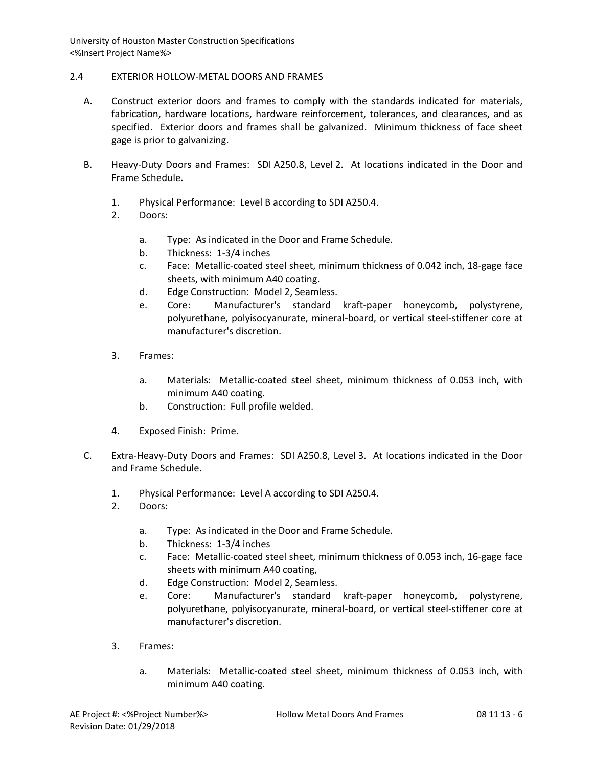## 2.4 EXTERIOR HOLLOW-METAL DOORS AND FRAMES

A. Construct exterior doors and frames to comply with the standards indicated for materials, fabrication, hardware locations, hardware reinforcement, tolerances, and clearances, and as specified. Exterior doors and frames shall be galvanized. Minimum thickness of face sheet gage is prior to galvanizing.

B. Heavy-Duty Doors and Frames: SDI A250.8, Level 2. At locations indicated in the Door and Frame Schedule.

1. Physical Performance: Level B according to SDI A250.4.
2. Doors:

   a. Type: As indicated in the Door and Frame Schedule.
   b. Thickness: 1-3/4 inches
   c. Face: Metallic-coated steel sheet, minimum thickness of 0.042 inch, 18-gage face sheets, with minimum A40 coating.
   d. Edge Construction: Model 2, Seamless.
   e. Core: Manufacturer's standard kraft-paper honeycomb, polystyrene, polyurethane, polyisocyanurate, mineral-board, or vertical steel-stiffener core at manufacturer's discretion.

3. Frames:

   a. Materials: Metallic-coated steel sheet, minimum thickness of 0.053 inch, with minimum A40 coating.
   b. Construction: Full profile welded.

4. Exposed Finish: Prime.

C. Extra-Heavy-Duty Doors and Frames: SDI A250.8, Level 3. At locations indicated in the Door and Frame Schedule.

1. Physical Performance: Level A according to SDI A250.4.
2. Doors:

   a. Type: As indicated in the Door and Frame Schedule.
   b. Thickness: 1-3/4 inches
   c. Face: Metallic-coated steel sheet, minimum thickness of 0.053 inch, 16-gage face sheets with minimum A40 coating,
   d. Edge Construction: Model 2, Seamless.
   e. Core: Manufacturer's standard kraft-paper honeycomb, polystyrene, polyurethane, polyisocyanurate, mineral-board, or vertical steel-stiffener core at manufacturer's discretion.

3. Frames:

   a. Materials: Metallic-coated steel sheet, minimum thickness of 0.053 inch, with minimum A40 coating.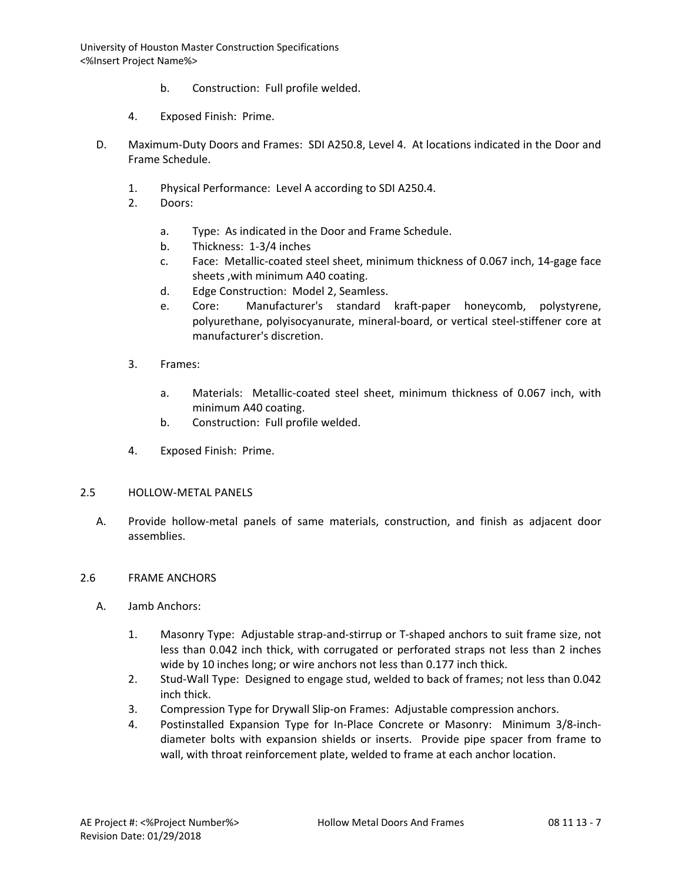b. Construction: Full profile welded.

4. Exposed Finish: Prime.

D. Maximum-Duty Doors and Frames: SDI A250.8, Level 4. At locations indicated in the Door and Frame Schedule.

1. Physical Performance: Level A according to SDI A250.4.
2. Doors:

   a. Type: As indicated in the Door and Frame Schedule.
   b. Thickness: 1-3/4 inches
   c. Face: Metallic-coated steel sheet, minimum thickness of 0.067 inch, 14-gage face sheets ,with minimum A40 coating.
   d. Edge Construction: Model 2, Seamless.
   e. Core: Manufacturer's standard kraft-paper honeycomb, polystyrene, polyurethane, polyisocyanurate, mineral-board, or vertical steel-stiffener core at manufacturer's discretion.

3. Frames:

   a. Materials: Metallic-coated steel sheet, minimum thickness of 0.067 inch, with minimum A40 coating.
   b. Construction: Full profile welded.

4. Exposed Finish: Prime.

## 2.5 HOLLOW-METAL PANELS

A. Provide hollow-metal panels of same materials, construction, and finish as adjacent door assemblies.

## 2.6 FRAME ANCHORS

A. Jamb Anchors:

1. Masonry Type: Adjustable strap-and-stirrup or T-shaped anchors to suit frame size, not less than 0.042 inch thick, with corrugated or perforated straps not less than 2 inches wide by 10 inches long; or wire anchors not less than 0.177 inch thick.
2. Stud-Wall Type: Designed to engage stud, welded to back of frames; not less than 0.042 inch thick.
3. Compression Type for Drywall Slip-on Frames: Adjustable compression anchors.
4. Postinstalled Expansion Type for In-Place Concrete or Masonry: Minimum 3/8-inch-diameter bolts with expansion shields or inserts. Provide pipe spacer from frame to wall, with throat reinforcement plate, welded to frame at each anchor location.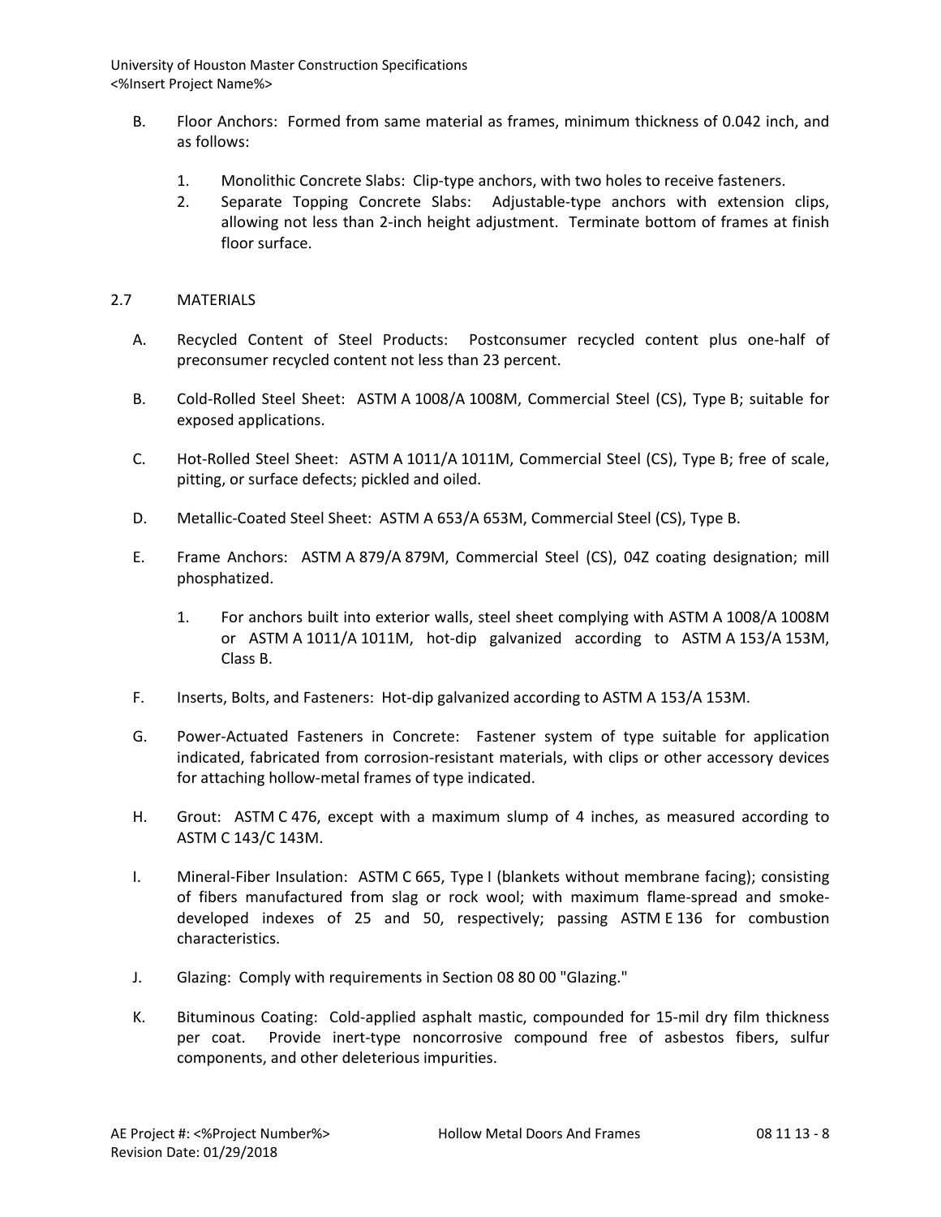B. Floor Anchors: Formed from same material as frames, minimum thickness of 0.042 inch, and as follows:

   1. Monolithic Concrete Slabs: Clip-type anchors, with two holes to receive fasteners.
   2. Separate Topping Concrete Slabs: Adjustable-type anchors with extension clips, allowing not less than 2-inch height adjustment. Terminate bottom of frames at finish floor surface.

## 2.7 MATERIALS

A. Recycled Content of Steel Products: Postconsumer recycled content plus one-half of preconsumer recycled content not less than 23 percent.

B. Cold-Rolled Steel Sheet: ASTM A 1008/A 1008M, Commercial Steel (CS), Type B; suitable for exposed applications.

C. Hot-Rolled Steel Sheet: ASTM A 1011/A 1011M, Commercial Steel (CS), Type B; free of scale, pitting, or surface defects; pickled and oiled.

D. Metallic-Coated Steel Sheet: ASTM A 653/A 653M, Commercial Steel (CS), Type B.

E. Frame Anchors: ASTM A 879/A 879M, Commercial Steel (CS), 04Z coating designation; mill phosphatized.

   1. For anchors built into exterior walls, steel sheet complying with ASTM A 1008/A 1008M or ASTM A 1011/A 1011M, hot-dip galvanized according to ASTM A 153/A 153M, Class B.

F. Inserts, Bolts, and Fasteners: Hot-dip galvanized according to ASTM A 153/A 153M.

G. Power-Actuated Fasteners in Concrete: Fastener system of type suitable for application indicated, fabricated from corrosion-resistant materials, with clips or other accessory devices for attaching hollow-metal frames of type indicated.

H. Grout: ASTM C 476, except with a maximum slump of 4 inches, as measured according to ASTM C 143/C 143M.

I. Mineral-Fiber Insulation: ASTM C 665, Type I (blankets without membrane facing); consisting of fibers manufactured from slag or rock wool; with maximum flame-spread and smoke-developed indexes of 25 and 50, respectively; passing ASTM E 136 for combustion characteristics.

J. Glazing: Comply with requirements in Section 08 80 00 "Glazing."

K. Bituminous Coating: Cold-applied asphalt mastic, compounded for 15-mil dry film thickness per coat. Provide inert-type noncorrosive compound free of asbestos fibers, sulfur components, and other deleterious impurities.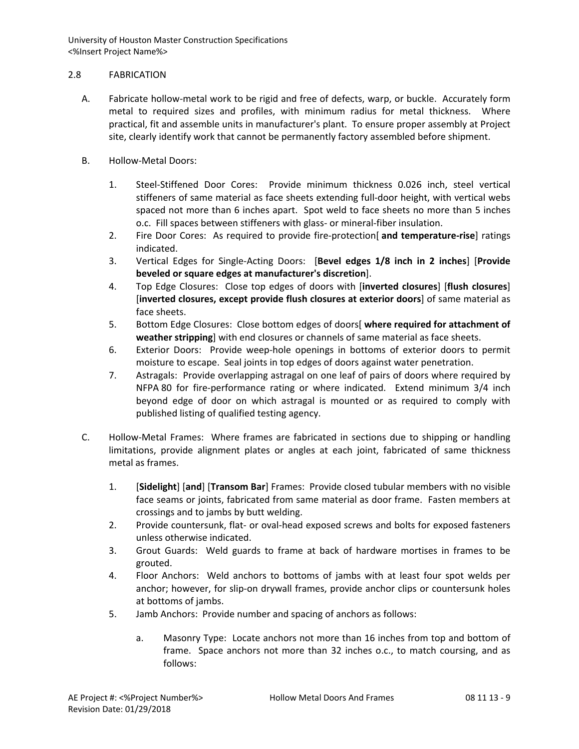## 2.8 FABRICATION

A. Fabricate hollow-metal work to be rigid and free of defects, warp, or buckle. Accurately form metal to required sizes and profiles, with minimum radius for metal thickness. Where practical, fit and assemble units in manufacturer's plant. To ensure proper assembly at Project site, clearly identify work that cannot be permanently factory assembled before shipment.

B. Hollow-Metal Doors:

1. Steel-Stiffened Door Cores: Provide minimum thickness 0.026 inch, steel vertical stiffeners of same material as face sheets extending full-door height, with vertical webs spaced not more than 6 inches apart. Spot weld to face sheets no more than 5 inches o.c. Fill spaces between stiffeners with glass- or mineral-fiber insulation.
2. Fire Door Cores: As required to provide fire-protection[ **and temperature-rise**] ratings indicated.
3. Vertical Edges for Single-Acting Doors: [**Bevel edges 1/8 inch in 2 inches**] [**Provide beveled or square edges at manufacturer's discretion**].
4. Top Edge Closures: Close top edges of doors with [**inverted closures**] [**flush closures**] [**inverted closures, except provide flush closures at exterior doors**] of same material as face sheets.
5. Bottom Edge Closures: Close bottom edges of doors[ **where required for attachment of weather stripping**] with end closures or channels of same material as face sheets.
6. Exterior Doors: Provide weep-hole openings in bottoms of exterior doors to permit moisture to escape. Seal joints in top edges of doors against water penetration.
7. Astragals: Provide overlapping astragal on one leaf of pairs of doors where required by NFPA 80 for fire-performance rating or where indicated. Extend minimum 3/4 inch beyond edge of door on which astragal is mounted or as required to comply with published listing of qualified testing agency.

C. Hollow-Metal Frames: Where frames are fabricated in sections due to shipping or handling limitations, provide alignment plates or angles at each joint, fabricated of same thickness metal as frames.

1. [**Sidelight**] [**and**] [**Transom Bar**] Frames: Provide closed tubular members with no visible face seams or joints, fabricated from same material as door frame. Fasten members at crossings and to jambs by butt welding.
2. Provide countersunk, flat- or oval-head exposed screws and bolts for exposed fasteners unless otherwise indicated.
3. Grout Guards: Weld guards to frame at back of hardware mortises in frames to be grouted.
4. Floor Anchors: Weld anchors to bottoms of jambs with at least four spot welds per anchor; however, for slip-on drywall frames, provide anchor clips or countersunk holes at bottoms of jambs.
5. Jamb Anchors: Provide number and spacing of anchors as follows:

   a. Masonry Type: Locate anchors not more than 16 inches from top and bottom of frame. Space anchors not more than 32 inches o.c., to match coursing, and as follows: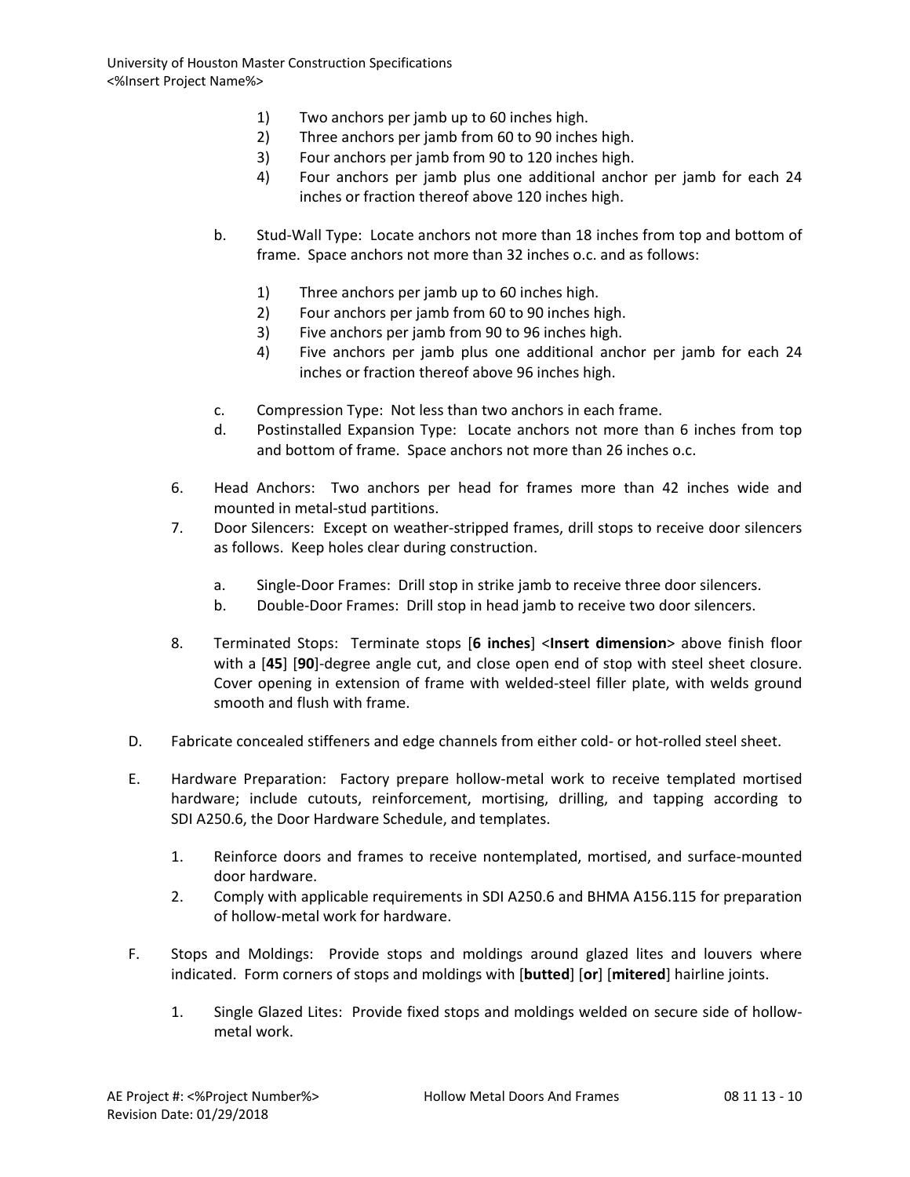1) Two anchors per jamb up to 60 inches high.
2) Three anchors per jamb from 60 to 90 inches high.
3) Four anchors per jamb from 90 to 120 inches high.
4) Four anchors per jamb plus one additional anchor per jamb for each 24 inches or fraction thereof above 120 inches high.

b. Stud-Wall Type: Locate anchors not more than 18 inches from top and bottom of frame. Space anchors not more than 32 inches o.c. and as follows:

1) Three anchors per jamb up to 60 inches high.
2) Four anchors per jamb from 60 to 90 inches high.
3) Five anchors per jamb from 90 to 96 inches high.
4) Five anchors per jamb plus one additional anchor per jamb for each 24 inches or fraction thereof above 96 inches high.

c. Compression Type: Not less than two anchors in each frame.
d. Postinstalled Expansion Type: Locate anchors not more than 6 inches from top and bottom of frame. Space anchors not more than 26 inches o.c.

6. Head Anchors: Two anchors per head for frames more than 42 inches wide and mounted in metal-stud partitions.
7. Door Silencers: Except on weather-stripped frames, drill stops to receive door silencers as follows. Keep holes clear during construction.

a. Single-Door Frames: Drill stop in strike jamb to receive three door silencers.
b. Double-Door Frames: Drill stop in head jamb to receive two door silencers.

8. Terminated Stops: Terminate stops [**6 inches**] <**Insert dimension**> above finish floor with a [**45**] [**90**]-degree angle cut, and close open end of stop with steel sheet closure. Cover opening in extension of frame with welded-steel filler plate, with welds ground smooth and flush with frame.

D. Fabricate concealed stiffeners and edge channels from either cold- or hot-rolled steel sheet.

E. Hardware Preparation: Factory prepare hollow-metal work to receive templated mortised hardware; include cutouts, reinforcement, mortising, drilling, and tapping according to SDI A250.6, the Door Hardware Schedule, and templates.

1. Reinforce doors and frames to receive nontemplated, mortised, and surface-mounted door hardware.
2. Comply with applicable requirements in SDI A250.6 and BHMA A156.115 for preparation of hollow-metal work for hardware.

F. Stops and Moldings: Provide stops and moldings around glazed lites and louvers where indicated. Form corners of stops and moldings with [**butted**] [**or**] [**mitered**] hairline joints.

1. Single Glazed Lites: Provide fixed stops and moldings welded on secure side of hollow-metal work.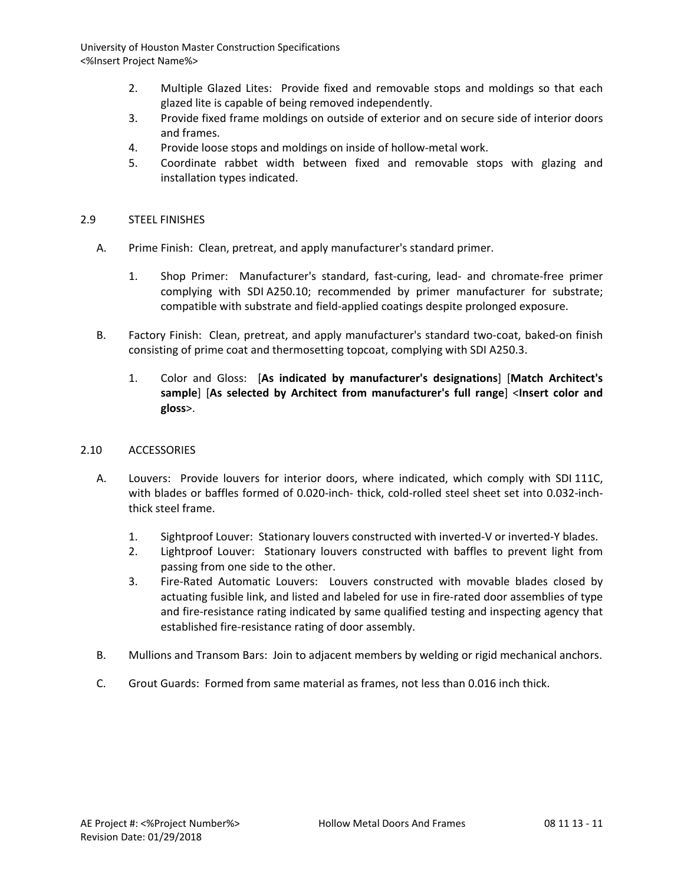2. Multiple Glazed Lites: Provide fixed and removable stops and moldings so that each glazed lite is capable of being removed independently.
3. Provide fixed frame moldings on outside of exterior and on secure side of interior doors and frames.
4. Provide loose stops and moldings on inside of hollow-metal work.
5. Coordinate rabbet width between fixed and removable stops with glazing and installation types indicated.

## 2.9 STEEL FINISHES

A. Prime Finish: Clean, pretreat, and apply manufacturer's standard primer.

   1. Shop Primer: Manufacturer's standard, fast-curing, lead- and chromate-free primer complying with SDI A250.10; recommended by primer manufacturer for substrate; compatible with substrate and field-applied coatings despite prolonged exposure.

B. Factory Finish: Clean, pretreat, and apply manufacturer's standard two-coat, baked-on finish consisting of prime coat and thermosetting topcoat, complying with SDI A250.3.

   1. Color and Gloss: [**As indicated by manufacturer's designations**] [**Match Architect's sample**] [**As selected by Architect from manufacturer's full range**] <**Insert color and gloss**>.

## 2.10 ACCESSORIES

A. Louvers: Provide louvers for interior doors, where indicated, which comply with SDI 111C, with blades or baffles formed of 0.020-inch- thick, cold-rolled steel sheet set into 0.032-inch-thick steel frame.

   1. Sightproof Louver: Stationary louvers constructed with inverted-V or inverted-Y blades.
   2. Lightproof Louver: Stationary louvers constructed with baffles to prevent light from passing from one side to the other.
   3. Fire-Rated Automatic Louvers: Louvers constructed with movable blades closed by actuating fusible link, and listed and labeled for use in fire-rated door assemblies of type and fire-resistance rating indicated by same qualified testing and inspecting agency that established fire-resistance rating of door assembly.

B. Mullions and Transom Bars: Join to adjacent members by welding or rigid mechanical anchors.

C. Grout Guards: Formed from same material as frames, not less than 0.016 inch thick.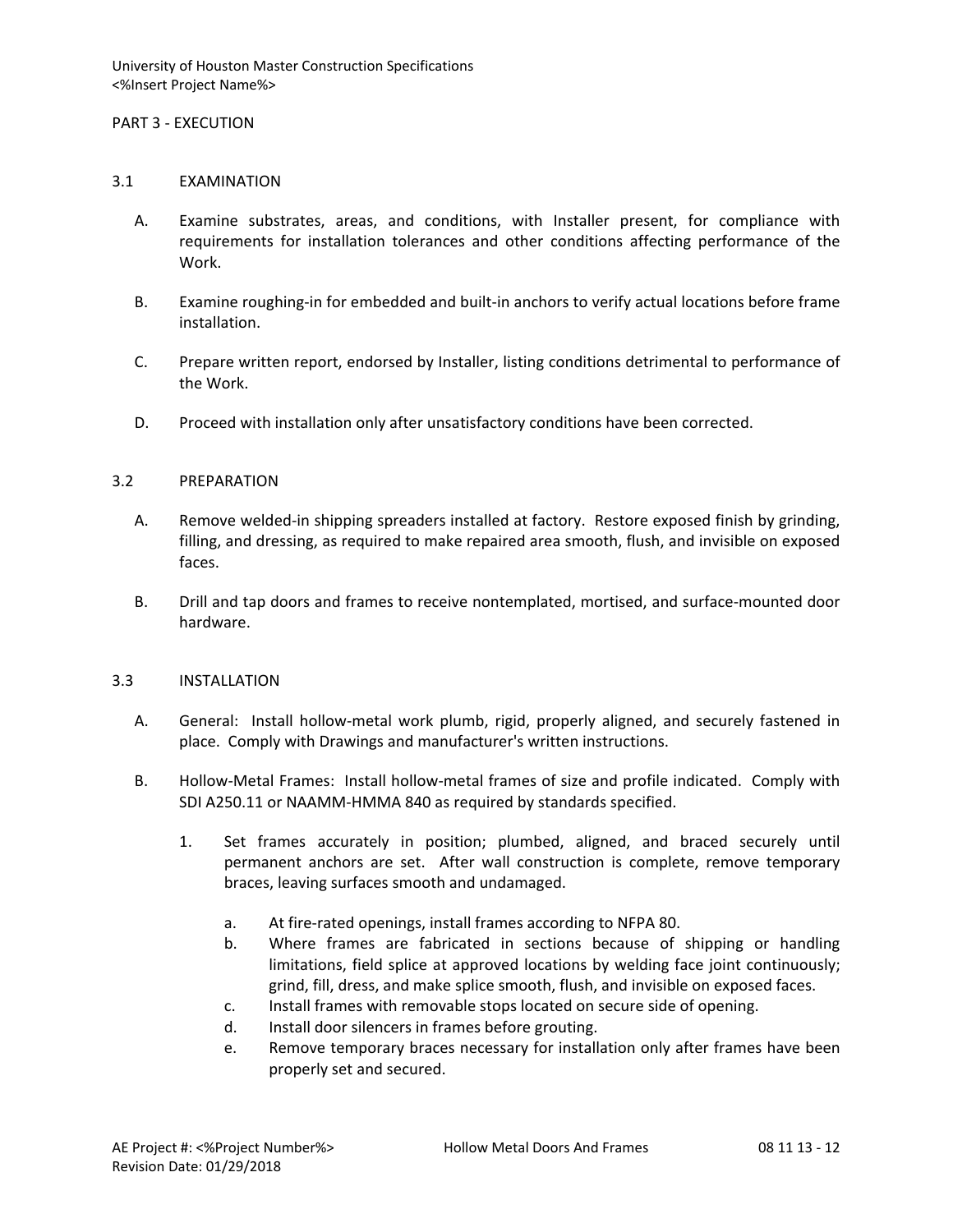## PART 3 - EXECUTION

### 3.1 EXAMINATION

A. Examine substrates, areas, and conditions, with Installer present, for compliance with requirements for installation tolerances and other conditions affecting performance of the Work.

B. Examine roughing-in for embedded and built-in anchors to verify actual locations before frame installation.

C. Prepare written report, endorsed by Installer, listing conditions detrimental to performance of the Work.

D. Proceed with installation only after unsatisfactory conditions have been corrected.

### 3.2 PREPARATION

A. Remove welded-in shipping spreaders installed at factory. Restore exposed finish by grinding, filling, and dressing, as required to make repaired area smooth, flush, and invisible on exposed faces.

B. Drill and tap doors and frames to receive nontemplated, mortised, and surface-mounted door hardware.

### 3.3 INSTALLATION

A. General: Install hollow-metal work plumb, rigid, properly aligned, and securely fastened in place. Comply with Drawings and manufacturer's written instructions.

B. Hollow-Metal Frames: Install hollow-metal frames of size and profile indicated. Comply with SDI A250.11 or NAAMM-HMMA 840 as required by standards specified.

1. Set frames accurately in position; plumbed, aligned, and braced securely until permanent anchors are set. After wall construction is complete, remove temporary braces, leaving surfaces smooth and undamaged.

    a. At fire-rated openings, install frames according to NFPA 80.
    b. Where frames are fabricated in sections because of shipping or handling limitations, field splice at approved locations by welding face joint continuously; grind, fill, dress, and make splice smooth, flush, and invisible on exposed faces.
    c. Install frames with removable stops located on secure side of opening.
    d. Install door silencers in frames before grouting.
    e. Remove temporary braces necessary for installation only after frames have been properly set and secured.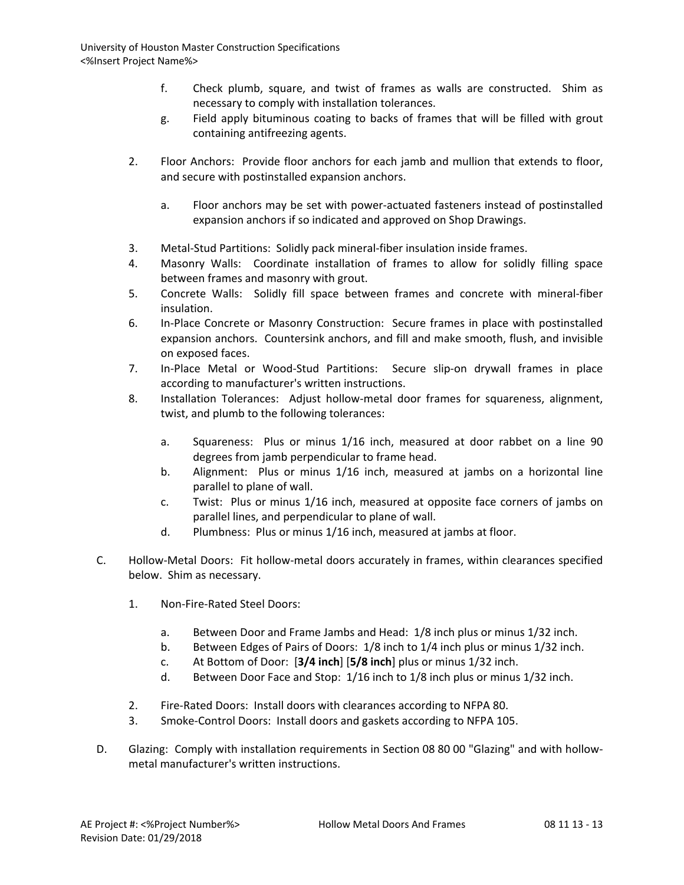f. Check plumb, square, and twist of frames as walls are constructed. Shim as necessary to comply with installation tolerances.

g. Field apply bituminous coating to backs of frames that will be filled with grout containing antifreezing agents.

2. Floor Anchors: Provide floor anchors for each jamb and mullion that extends to floor, and secure with postinstalled expansion anchors.

   a. Floor anchors may be set with power-actuated fasteners instead of postinstalled expansion anchors if so indicated and approved on Shop Drawings.

3. Metal-Stud Partitions: Solidly pack mineral-fiber insulation inside frames.

4. Masonry Walls: Coordinate installation of frames to allow for solidly filling space between frames and masonry with grout.

5. Concrete Walls: Solidly fill space between frames and concrete with mineral-fiber insulation.

6. In-Place Concrete or Masonry Construction: Secure frames in place with postinstalled expansion anchors. Countersink anchors, and fill and make smooth, flush, and invisible on exposed faces.

7. In-Place Metal or Wood-Stud Partitions: Secure slip-on drywall frames in place according to manufacturer's written instructions.

8. Installation Tolerances: Adjust hollow-metal door frames for squareness, alignment, twist, and plumb to the following tolerances:

   a. Squareness: Plus or minus 1/16 inch, measured at door rabbet on a line 90 degrees from jamb perpendicular to frame head.

   b. Alignment: Plus or minus 1/16 inch, measured at jambs on a horizontal line parallel to plane of wall.

   c. Twist: Plus or minus 1/16 inch, measured at opposite face corners of jambs on parallel lines, and perpendicular to plane of wall.

   d. Plumbness: Plus or minus 1/16 inch, measured at jambs at floor.

C. Hollow-Metal Doors: Fit hollow-metal doors accurately in frames, within clearances specified below. Shim as necessary.

1. Non-Fire-Rated Steel Doors:

   a. Between Door and Frame Jambs and Head: 1/8 inch plus or minus 1/32 inch.

   b. Between Edges of Pairs of Doors: 1/8 inch to 1/4 inch plus or minus 1/32 inch.

   c. At Bottom of Door: [**3/4 inch**] [**5/8 inch**] plus or minus 1/32 inch.

   d. Between Door Face and Stop: 1/16 inch to 1/8 inch plus or minus 1/32 inch.

2. Fire-Rated Doors: Install doors with clearances according to NFPA 80.

3. Smoke-Control Doors: Install doors and gaskets according to NFPA 105.

D. Glazing: Comply with installation requirements in Section 08 80 00 "Glazing" and with hollow-metal manufacturer's written instructions.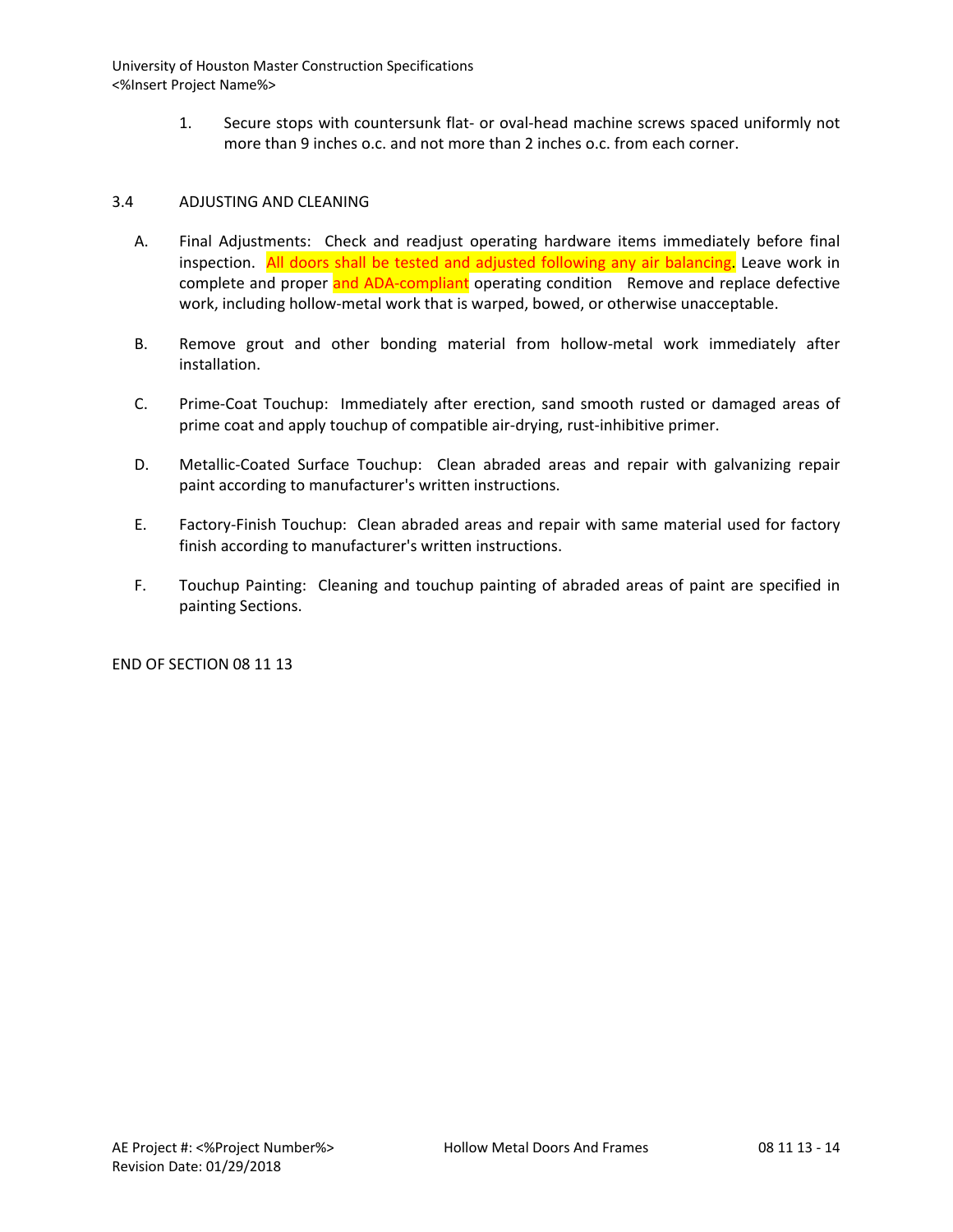1. Secure stops with countersunk flat- or oval-head machine screws spaced uniformly not more than 9 inches o.c. and not more than 2 inches o.c. from each corner.

## 3.4 ADJUSTING AND CLEANING

A. Final Adjustments: Check and readjust operating hardware items immediately before final inspection. All doors shall be tested and adjusted following any air balancing. Leave work in complete and proper and ADA-compliant operating condition Remove and replace defective work, including hollow-metal work that is warped, bowed, or otherwise unacceptable.

B. Remove grout and other bonding material from hollow-metal work immediately after installation.

C. Prime-Coat Touchup: Immediately after erection, sand smooth rusted or damaged areas of prime coat and apply touchup of compatible air-drying, rust-inhibitive primer.

D. Metallic-Coated Surface Touchup: Clean abraded areas and repair with galvanizing repair paint according to manufacturer's written instructions.

E. Factory-Finish Touchup: Clean abraded areas and repair with same material used for factory finish according to manufacturer's written instructions.

F. Touchup Painting: Cleaning and touchup painting of abraded areas of paint are specified in painting Sections.

END OF SECTION 08 11 13